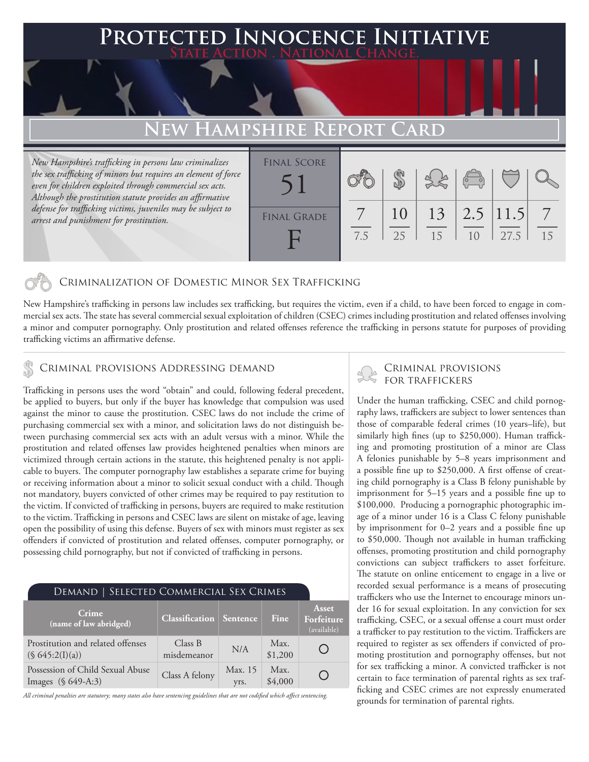# Protected Innocence Initiative

**State Action . National Change.**

## New Hampshire Report Card

*New Hampshire's trafficking in persons law criminalizes the sex trafficking of minors but requires an element of force even for children exploited through commercial sex acts. Although the prostitution statute provides an affirmative defense for trafficking victims, juveniles may be subject to arrest and punishment for prostitution.*

| Final Score | Final Grade |
|---|---|
| 51 | F |

| Criminalization of Domestic Minor Sex Trafficking | Criminal Provisions Addressing Demand | Criminal Provisions for Traffickers | Criminal Provisions for Facilitators | Protective Provisions for the Child Victims | Criminal Justice Tools for Investigation and Prosecution |
|---|---|---|---|---|---|
| 7 / 7.5 | 10 / 25 | 13 / 15 | 2.5 / 10 | 11.5 / 27.5 | 7 / 15 |

### Criminalization of Domestic Minor Sex Trafficking

New Hampshire's trafficking in persons law includes sex trafficking, but requires the victim, even if a child, to have been forced to engage in commercial sex acts. The state has several commercial sexual exploitation of children (CSEC) crimes including prostitution and related offenses involving a minor and computer pornography. Only prostitution and related offenses reference the trafficking in persons statute for purposes of providing trafficking victims an affirmative defense.

### Criminal provisions Addressing demand

Trafficking in persons uses the word "obtain" and could, following federal precedent, be applied to buyers, but only if the buyer has knowledge that compulsion was used against the minor to cause the prostitution. CSEC laws do not include the crime of purchasing commercial sex with a minor, and solicitation laws do not distinguish between purchasing commercial sex acts with an adult versus with a minor. While the prostitution and related offenses law provides heightened penalties when minors are victimized through certain actions in the statute, this heightened penalty is not applicable to buyers. The computer pornography law establishes a separate crime for buying or receiving information about a minor to solicit sexual conduct with a child. Though not mandatory, buyers convicted of other crimes may be required to pay restitution to the victim. If convicted of trafficking in persons, buyers are required to make restitution to the victim. Trafficking in persons and CSEC laws are silent on mistake of age, leaving open the possibility of using this defense. Buyers of sex with minors must register as sex offenders if convicted of prostitution and related offenses, computer pornography, or possessing child pornography, but not if convicted of trafficking in persons.

**Demand | Selected Commercial Sex Crimes**

| Crime (name of law abridged) | Classification | Sentence | Fine | Asset Forfeiture (available) |
|---|---|---|---|---|
| Prostitution and related offenses (§ 645:2(I)(a)) | Class B misdemeanor | N/A | Max. $1,200 | ○ |
| Possession of Child Sexual Abuse Images (§ 649-A:3) | Class A felony | Max. 15 yrs. | Max. $4,000 | ○ |

*All criminal penalties are statutory; many states also have sentencing guidelines that are not codified which affect sentencing.*

### Criminal provisions for traffickers

Under the human trafficking, CSEC and child pornography laws, traffickers are subject to lower sentences than those of comparable federal crimes (10 years–life), but similarly high fines (up to $250,000). Human trafficking and promoting prostitution of a minor are Class A felonies punishable by 5–8 years imprisonment and a possible fine up to $250,000. A first offense of creating child pornography is a Class B felony punishable by imprisonment for 5–15 years and a possible fine up to $100,000. Producing a pornographic photographic image of a minor under 16 is a Class C felony punishable by imprisonment for 0–2 years and a possible fine up to $50,000. Though not available in human trafficking offenses, promoting prostitution and child pornography convictions can subject traffickers to asset forfeiture. The statute on online enticement to engage in a live or recorded sexual performance is a means of prosecuting traffickers who use the Internet to encourage minors under 16 for sexual exploitation. In any conviction for sex trafficking, CSEC, or a sexual offense a court must order a trafficker to pay restitution to the victim. Traffickers are required to register as sex offenders if convicted of promoting prostitution and pornography offenses, but not for sex trafficking a minor. A convicted trafficker is not certain to face termination of parental rights as sex trafficking and CSEC crimes are not expressly enumerated grounds for termination of parental rights.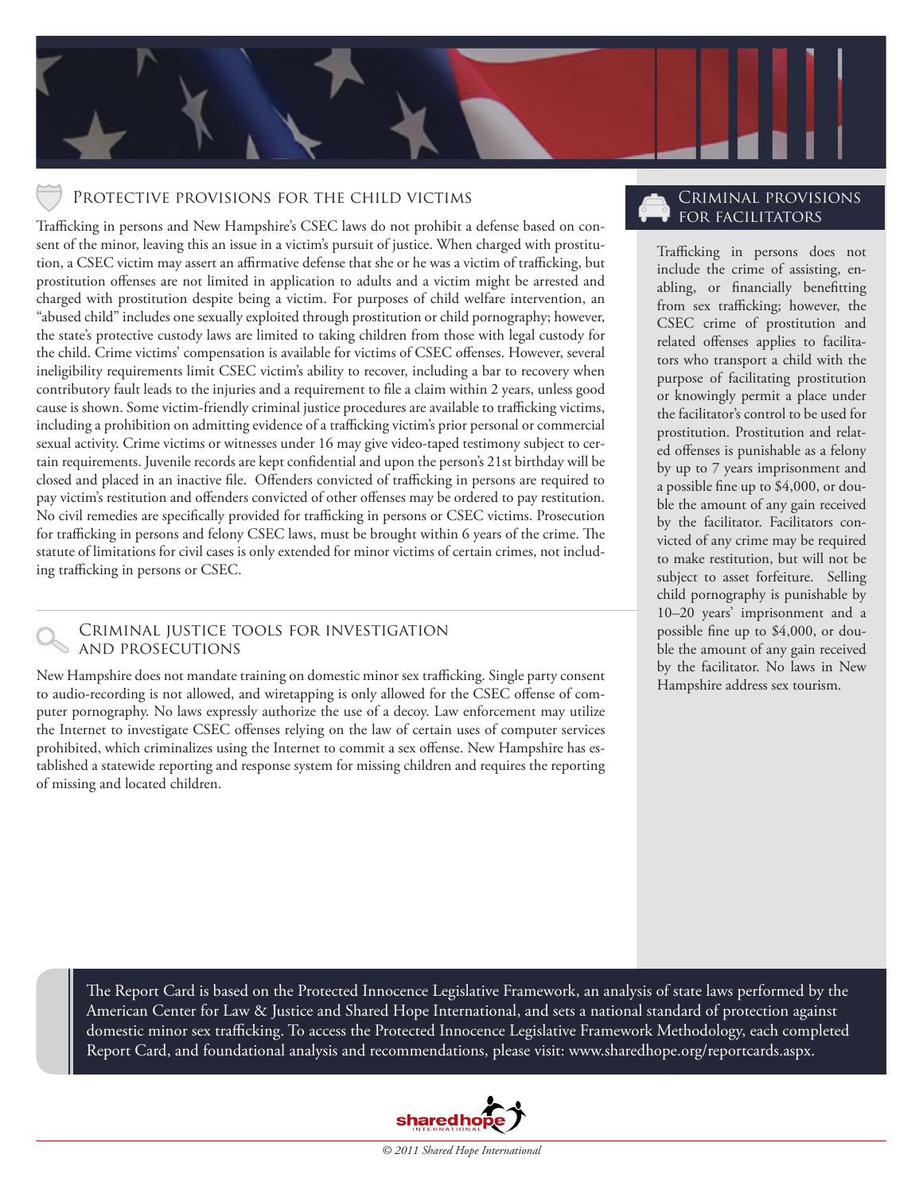## Protective provisions for the child victims

Trafficking in persons and New Hampshire's CSEC laws do not prohibit a defense based on consent of the minor, leaving this an issue in a victim's pursuit of justice. When charged with prostitution, a CSEC victim may assert an affirmative defense that she or he was a victim of trafficking, but prostitution offenses are not limited in application to adults and a victim might be arrested and charged with prostitution despite being a victim. For purposes of child welfare intervention, an "abused child" includes one sexually exploited through prostitution or child pornography; however, the state's protective custody laws are limited to taking children from those with legal custody for the child. Crime victims' compensation is available for victims of CSEC offenses. However, several ineligibility requirements limit CSEC victim's ability to recover, including a bar to recovery when contributory fault leads to the injuries and a requirement to file a claim within 2 years, unless good cause is shown. Some victim-friendly criminal justice procedures are available to trafficking victims, including a prohibition on admitting evidence of a trafficking victim's prior personal or commercial sexual activity. Crime victims or witnesses under 16 may give video-taped testimony subject to certain requirements. Juvenile records are kept confidential and upon the person's 21st birthday will be closed and placed in an inactive file. Offenders convicted of trafficking in persons are required to pay victim's restitution and offenders convicted of other offenses may be ordered to pay restitution. No civil remedies are specifically provided for trafficking in persons or CSEC victims. Prosecution for trafficking in persons and felony CSEC laws, must be brought within 6 years of the crime. The statute of limitations for civil cases is only extended for minor victims of certain crimes, not including trafficking in persons or CSEC.

## Criminal justice tools for investigation and prosecutions

New Hampshire does not mandate training on domestic minor sex trafficking. Single party consent to audio-recording is not allowed, and wiretapping is only allowed for the CSEC offense of computer pornography. No laws expressly authorize the use of a decoy. Law enforcement may utilize the Internet to investigate CSEC offenses relying on the law of certain uses of computer services prohibited, which criminalizes using the Internet to commit a sex offense. New Hampshire has established a statewide reporting and response system for missing children and requires the reporting of missing and located children.

## Criminal provisions for facilitators

Trafficking in persons does not include the crime of assisting, enabling, or financially benefitting from sex trafficking; however, the CSEC crime of prostitution and related offenses applies to facilitators who transport a child with the purpose of facilitating prostitution or knowingly permit a place under the facilitator's control to be used for prostitution. Prostitution and related offenses is punishable as a felony by up to 7 years imprisonment and a possible fine up to $4,000, or double the amount of any gain received by the facilitator. Facilitators convicted of any crime may be required to make restitution, but will not be subject to asset forfeiture. Selling child pornography is punishable by 10–20 years' imprisonment and a possible fine up to $4,000, or double the amount of any gain received by the facilitator. No laws in New Hampshire address sex tourism.

The Report Card is based on the Protected Innocence Legislative Framework, an analysis of state laws performed by the American Center for Law & Justice and Shared Hope International, and sets a national standard of protection against domestic minor sex trafficking. To access the Protected Innocence Legislative Framework Methodology, each completed Report Card, and foundational analysis and recommendations, please visit: www.sharedhope.org/reportcards.aspx.

shared hope INTERNATIONAL

*© 2011 Shared Hope International*